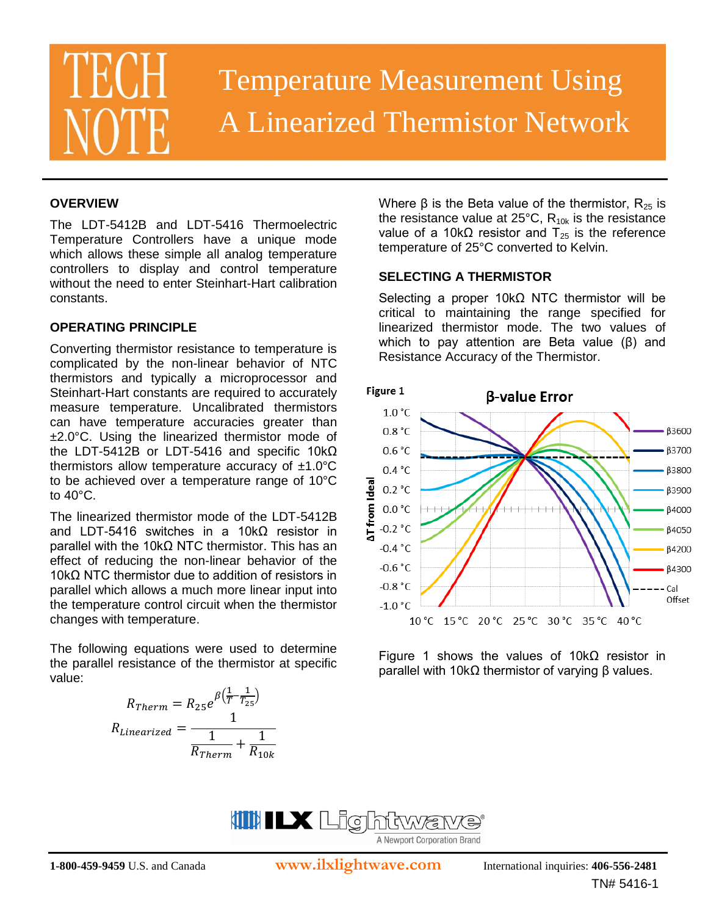// TECH NOTE

# Temperature Measurement Using A Linearized Thermistor Network

## OVERVIEW

The LDT-5412B and LDT-5416 Thermoelectric Temperature Controllers have a unique mode which allows these simple all analog temperature controllers to display and control temperature without the need to enter Steinhart-Hart calibration constants.

## OPERATING PRINCIPLE

Converting thermistor resistance to temperature is complicated by the non-linear behavior of NTC thermistors and typically a microprocessor and Steinhart-Hart constants are required to accurately measure temperature. Uncalibrated thermistors can have temperature accuracies greater than ±2.0°C. Using the linearized thermistor mode of the LDT-5412B or LDT-5416 and specific 10kΩ thermistors allow temperature accuracy of ±1.0°C to be achieved over a temperature range of 10°C to 40°C.

The linearized thermistor mode of the LDT-5412B and LDT-5416 switches in a 10kΩ resistor in parallel with the 10kΩ NTC thermistor. This has an effect of reducing the non-linear behavior of the 10kΩ NTC thermistor due to addition of resistors in parallel which allows a much more linear input into the temperature control circuit when the thermistor changes with temperature.

The following equations were used to determine the parallel resistance of the thermistor at specific value:

$$R_{Therm} = R_{25} e^{\beta\left(\frac{1}{T} - \frac{1}{T_{25}}\right)}$$

$$R_{Linearized} = \frac{1}{\frac{1}{R_{Therm}} + \frac{1}{R_{10k}}}$$

Where β is the Beta value of the thermistor, $R_{25}$ is the resistance value at 25°C, $R_{10k}$ is the resistance value of a 10kΩ resistor and $T_{25}$ is the reference temperature of 25°C converted to Kelvin.

## SELECTING A THERMISTOR

Selecting a proper 10kΩ NTC thermistor will be critical to maintaining the range specified for linearized thermistor mode. The two values of which to pay attention are Beta value (β) and Resistance Accuracy of the Thermistor.

Figure 1

β-value Error

Figure 1 shows the values of 10kΩ resistor in parallel with 10kΩ thermistor of varying β values.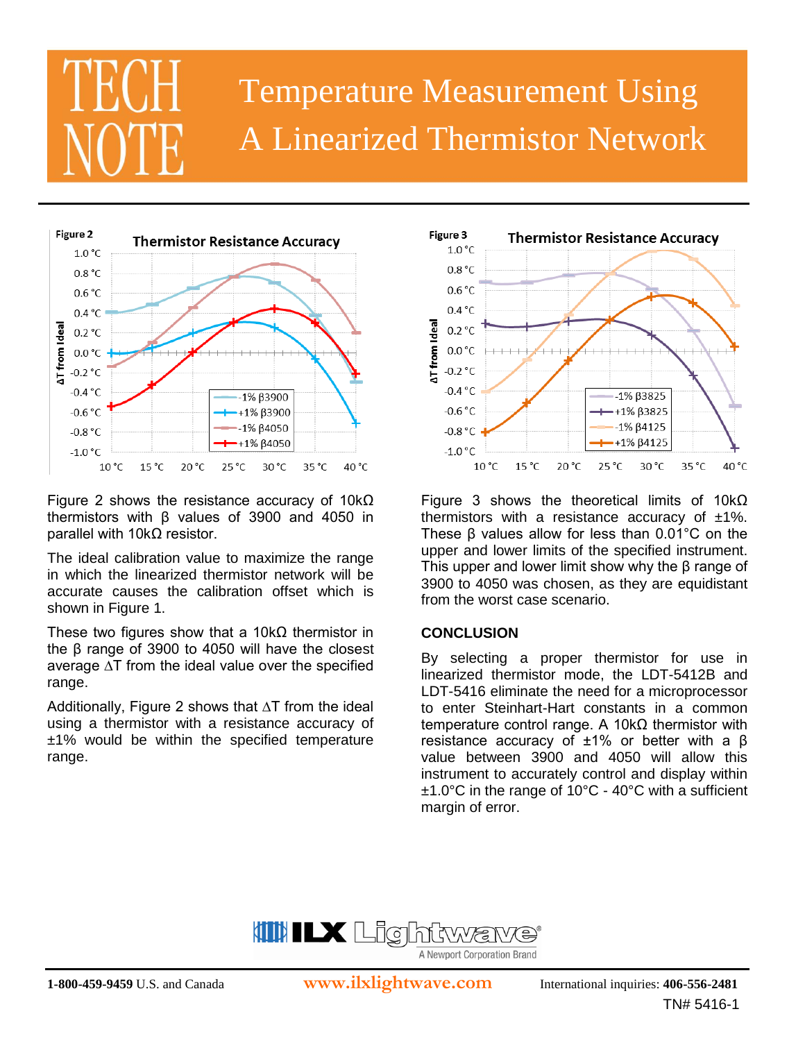# TECH NOTE

# Temperature Measurement Using A Linearized Thermistor Network

Figure 2

Thermistor Resistance Accuracy

ΔT from Ideal

1.0 °C
0.8 °C
0.6 °C
0.4 °C
0.2 °C
0.0 °C
-0.2 °C
-0.4 °C
-0.6 °C
-0.8 °C
-1.0 °C

10 °C 15 °C 20 °C 25 °C 30 °C 35 °C 40 °C

-1% β3900
+1% β3900
-1% β4050
+1% β4050

Figure 2 shows the resistance accuracy of 10kΩ thermistors with β values of 3900 and 4050 in parallel with 10kΩ resistor.

The ideal calibration value to maximize the range in which the linearized thermistor network will be accurate causes the calibration offset which is shown in Figure 1.

These two figures show that a 10kΩ thermistor in the β range of 3900 to 4050 will have the closest average ΔT from the ideal value over the specified range.

Additionally, Figure 2 shows that ΔT from the ideal using a thermistor with a resistance accuracy of ±1% would be within the specified temperature range.

Figure 3

Thermistor Resistance Accuracy

ΔT from Ideal

1.0 °C
0.8 °C
0.6 °C
0.4 °C
0.2 °C
0.0 °C
-0.2 °C
-0.4 °C
-0.6 °C
-0.8 °C
-1.0 °C

10 °C 15 °C 20 °C 25 °C 30 °C 35 °C 40 °C

-1% β3825
+1% β3825
-1% β4125
+1% β4125

Figure 3 shows the theoretical limits of 10kΩ thermistors with a resistance accuracy of ±1%. These β values allow for less than 0.01°C on the upper and lower limits of the specified instrument. This upper and lower limit show why the β range of 3900 to 4050 was chosen, as they are equidistant from the worst case scenario.

**CONCLUSION**

By selecting a proper thermistor for use in linearized thermistor mode, the LDT-5412B and LDT-5416 eliminate the need for a microprocessor to enter Steinhart-Hart constants in a common temperature control range. A 10kΩ thermistor with resistance accuracy of ±1% or better with a β value between 3900 and 4050 will allow this instrument to accurately control and display within ±1.0°C in the range of 10°C - 40°C with a sufficient margin of error.

ILX Lightwave®
A Newport Corporation Brand

**1-800-459-9459** U.S. and Canada www.ilxlightwave.com International inquiries: **406-556-2481**

TN# 5416-1